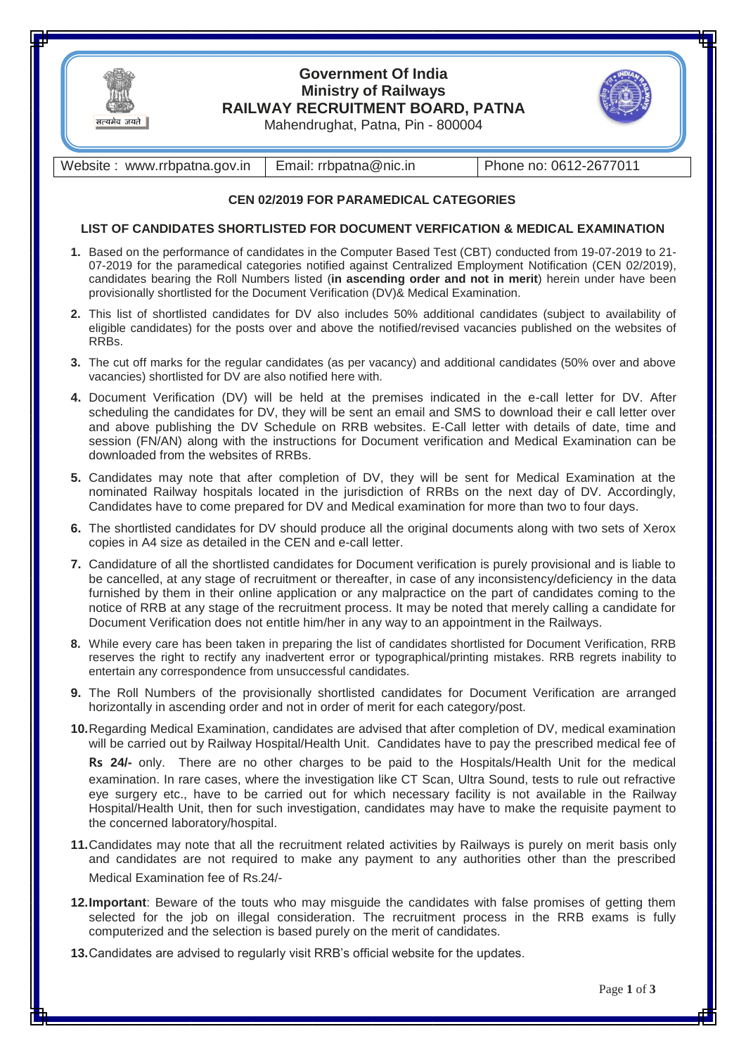# Government Of India
## Ministry of Railways
## RAILWAY RECRUITMENT BOARD, PATNA

सत्यमेव जयते

Mahendrughat, Patna, Pin - 800004

| Website : www.rrbpatna.gov.in | Email: rrbpatna@nic.in | Phone no: 0612-2677011 |
|---|---|---|

### CEN 02/2019 FOR PARAMEDICAL CATEGORIES

### LIST OF CANDIDATES SHORTLISTED FOR DOCUMENT VERFICATION & MEDICAL EXAMINATION

1. Based on the performance of candidates in the Computer Based Test (CBT) conducted from 19-07-2019 to 21-07-2019 for the paramedical categories notified against Centralized Employment Notification (CEN 02/2019), candidates bearing the Roll Numbers listed (**in ascending order and not in merit**) herein under have been provisionally shortlisted for the Document Verification (DV)& Medical Examination.

2. This list of shortlisted candidates for DV also includes 50% additional candidates (subject to availability of eligible candidates) for the posts over and above the notified/revised vacancies published on the websites of RRBs.

3. The cut off marks for the regular candidates (as per vacancy) and additional candidates (50% over and above vacancies) shortlisted for DV are also notified here with.

4. Document Verification (DV) will be held at the premises indicated in the e-call letter for DV. After scheduling the candidates for DV, they will be sent an email and SMS to download their e call letter over and above publishing the DV Schedule on RRB websites. E-Call letter with details of date, time and session (FN/AN) along with the instructions for Document verification and Medical Examination can be downloaded from the websites of RRBs.

5. Candidates may note that after completion of DV, they will be sent for Medical Examination at the nominated Railway hospitals located in the jurisdiction of RRBs on the next day of DV. Accordingly, Candidates have to come prepared for DV and Medical examination for more than two to four days.

6. The shortlisted candidates for DV should produce all the original documents along with two sets of Xerox copies in A4 size as detailed in the CEN and e-call letter.

7. Candidature of all the shortlisted candidates for Document verification is purely provisional and is liable to be cancelled, at any stage of recruitment or thereafter, in case of any inconsistency/deficiency in the data furnished by them in their online application or any malpractice on the part of candidates coming to the notice of RRB at any stage of the recruitment process. It may be noted that merely calling a candidate for Document Verification does not entitle him/her in any way to an appointment in the Railways.

8. While every care has been taken in preparing the list of candidates shortlisted for Document Verification, RRB reserves the right to rectify any inadvertent error or typographical/printing mistakes. RRB regrets inability to entertain any correspondence from unsuccessful candidates.

9. The Roll Numbers of the provisionally shortlisted candidates for Document Verification are arranged horizontally in ascending order and not in order of merit for each category/post.

10. Regarding Medical Examination, candidates are advised that after completion of DV, medical examination will be carried out by Railway Hospital/Health Unit. Candidates have to pay the prescribed medical fee of **Rs 24/-** only. There are no other charges to be paid to the Hospitals/Health Unit for the medical examination. In rare cases, where the investigation like CT Scan, Ultra Sound, tests to rule out refractive eye surgery etc., have to be carried out for which necessary facility is not available in the Railway Hospital/Health Unit, then for such investigation, candidates may have to make the requisite payment to the concerned laboratory/hospital.

11. Candidates may note that all the recruitment related activities by Railways is purely on merit basis only and candidates are not required to make any payment to any authorities other than the prescribed Medical Examination fee of Rs.24/-

12. **Important**: Beware of the touts who may misguide the candidates with false promises of getting them selected for the job on illegal consideration. The recruitment process in the RRB exams is fully computerized and the selection is based purely on the merit of candidates.

13. Candidates are advised to regularly visit RRB's official website for the updates.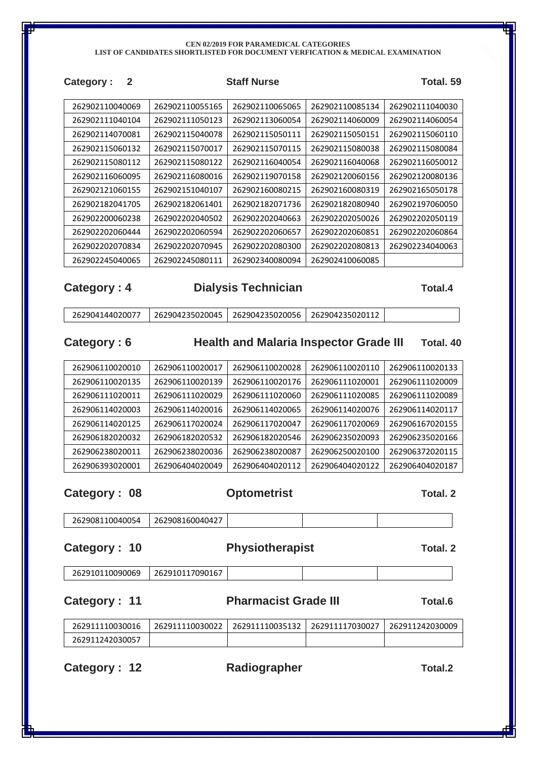**CEN 02/2019 FOR PARAMEDICAL CATEGORIES**
**LIST OF CANDIDATES SHORTLISTED FOR DOCUMENT VERFICATION & MEDICAL EXAMINATION**

## Category : 2 — Staff Nurse — Total. 59

| | | | | |
|---|---|---|---|---|
| 262902110040069 | 262902110055165 | 262902110065065 | 262902110085134 | 262902111040030 |
| 262902111040104 | 262902111050123 | 262902113060054 | 262902114060009 | 262902114060054 |
| 262902114070081 | 262902115040078 | 262902115050111 | 262902115050151 | 262902115060110 |
| 262902115060132 | 262902115070017 | 262902115070115 | 262902115080038 | 262902115080084 |
| 262902115080112 | 262902115080122 | 262902116040054 | 262902116040068 | 262902116050012 |
| 262902116060095 | 262902116080016 | 262902119070158 | 262902120060156 | 262902120080136 |
| 262902121060155 | 262902151040107 | 262902160080215 | 262902160080319 | 262902165050178 |
| 262902182041705 | 262902182061401 | 262902182071736 | 262902182080940 | 262902197060050 |
| 262902200060238 | 262902202040502 | 262902202040663 | 262902202050026 | 262902202050119 |
| 262902202060444 | 262902202060594 | 262902202060657 | 262902202060851 | 262902202060864 |
| 262902202070834 | 262902202070945 | 262902202080300 | 262902202080813 | 262902234040063 |
| 262902245040065 | 262902245080111 | 262902340080094 | 262902410060085 | |

## Category : 4 — Dialysis Technician — Total.4

| | | | | |
|---|---|---|---|---|
| 262904144020077 | 262904235020045 | 262904235020056 | 262904235020112 | |

## Category : 6 — Health and Malaria Inspector Grade III — Total. 40

| | | | | |
|---|---|---|---|---|
| 262906110020010 | 262906110020017 | 262906110020028 | 262906110020110 | 262906110020133 |
| 262906110020135 | 262906110020139 | 262906110020176 | 262906111020001 | 262906111020009 |
| 262906111020011 | 262906111020029 | 262906111020060 | 262906111020085 | 262906111020089 |
| 262906114020003 | 262906114020016 | 262906114020065 | 262906114020076 | 262906114020117 |
| 262906114020125 | 262906117020024 | 262906117020047 | 262906117020069 | 262906167020155 |
| 262906182020032 | 262906182020532 | 262906182020546 | 262906235020093 | 262906235020166 |
| 262906238020011 | 262906238020036 | 262906238020087 | 262906250020100 | 262906372020115 |
| 262906393020001 | 262906404020049 | 262906404020112 | 262906404020122 | 262906404020187 |

## Category : 08 — Optometrist — Total. 2

| | | | | |
|---|---|---|---|---|
| 262908110040054 | 262908160040427 | | | |

## Category : 10 — Physiotherapist — Total. 2

| | | | | |
|---|---|---|---|---|
| 262910110090069 | 262910117090167 | | | |

## Category : 11 — Pharmacist Grade III — Total.6

| | | | | |
|---|---|---|---|---|
| 262911110030016 | 262911110030022 | 262911110035132 | 262911117030027 | 262911242030009 |
| 262911242030057 | | | | |

## Category : 12 — Radiographer — Total.2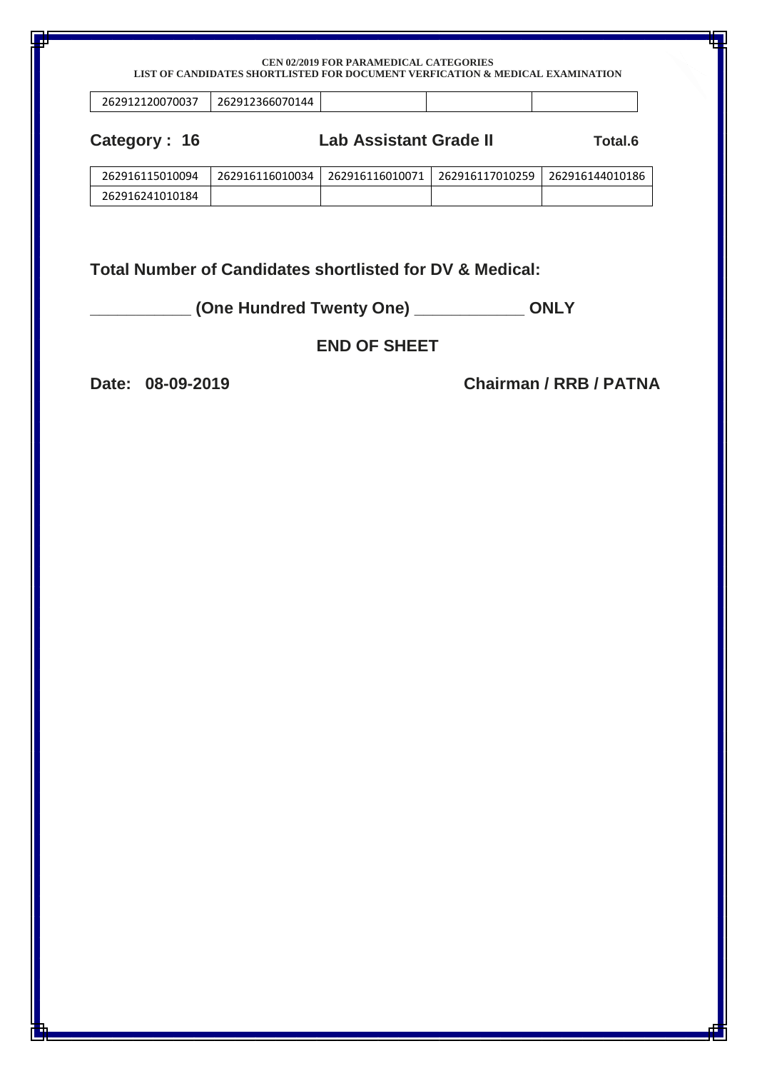| 262912120070037 | 262912366070144 | | | |
|---|---|---|---|---|

**Category : 16** **Lab Assistant Grade II** **Total.6**

| 262916115010094 | 262916116010034 | 262916116010071 | 262916117010259 | 262916144010186 |
|---|---|---|---|---|
| 262916241010184 | | | | |

**Total Number of Candidates shortlisted for DV & Medical:**

**___________ (One Hundred Twenty One) ____________ ONLY**

**END OF SHEET**

**Date: 08-09-2019** **Chairman / RRB / PATNA**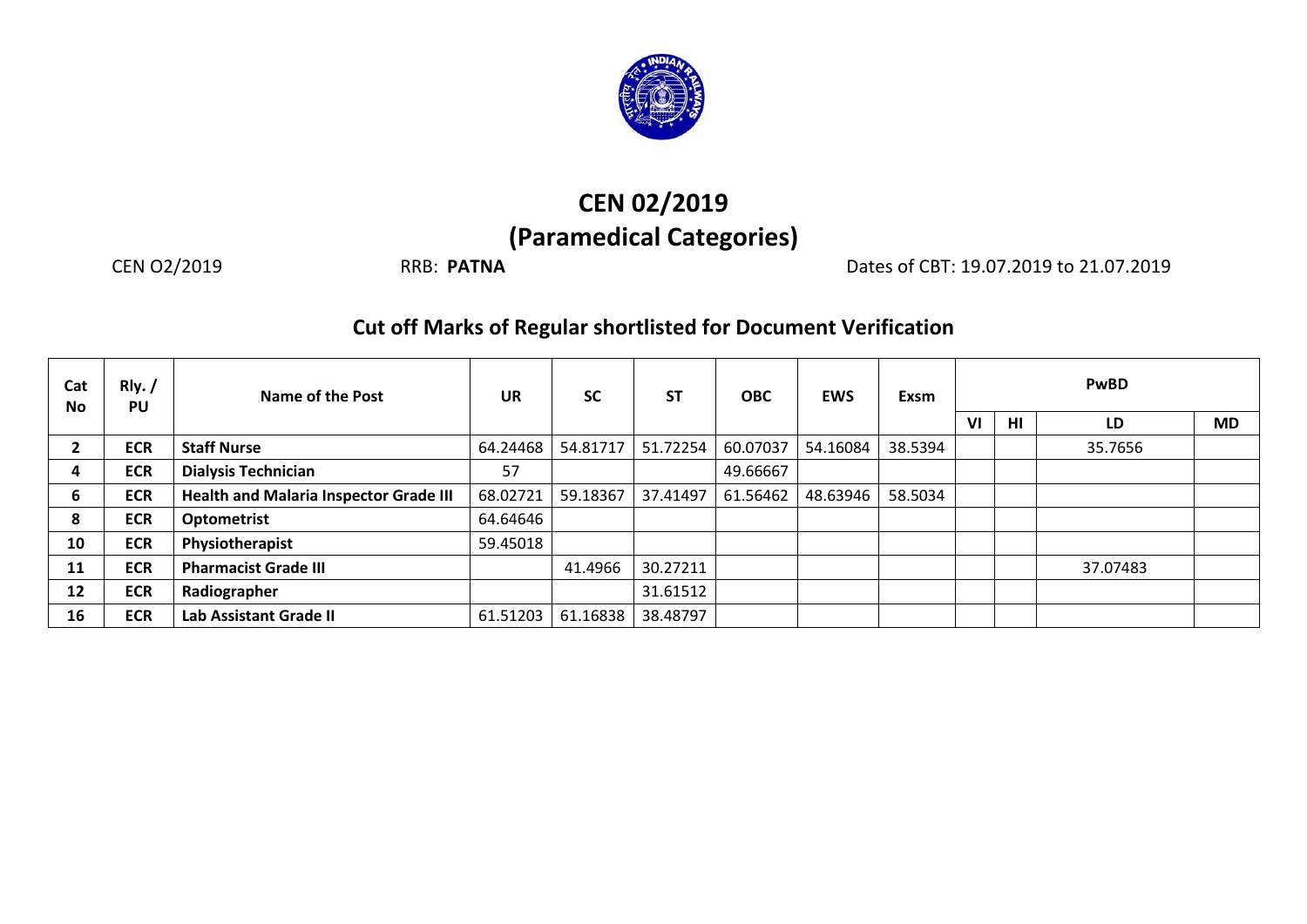# CEN 02/2019
# (Paramedical Categories)

CEN O2/2019 RRB: **PATNA** Dates of CBT: 19.07.2019 to 21.07.2019

## Cut off Marks of Regular shortlisted for Document Verification

| Cat No | Rly. / PU | Name of the Post | UR | SC | ST | OBC | EWS | Exsm | PwBD | | | |
|---|---|---|---|---|---|---|---|---|---|---|---|---|
| | | | | | | | | | VI | HI | LD | MD |
| 2 | ECR | Staff Nurse | 64.24468 | 54.81717 | 51.72254 | 60.07037 | 54.16084 | 38.5394 | | | 35.7656 | |
| 4 | ECR | Dialysis Technician | 57 | | | 49.66667 | | | | | | |
| 6 | ECR | Health and Malaria Inspector Grade III | 68.02721 | 59.18367 | 37.41497 | 61.56462 | 48.63946 | 58.5034 | | | | |
| 8 | ECR | Optometrist | 64.64646 | | | | | | | | | |
| 10 | ECR | Physiotherapist | 59.45018 | | | | | | | | | |
| 11 | ECR | Pharmacist Grade III | | 41.4966 | 30.27211 | | | | | | 37.07483 | |
| 12 | ECR | Radiographer | | | 31.61512 | | | | | | | |
| 16 | ECR | Lab Assistant Grade II | 61.51203 | 61.16838 | 38.48797 | | | | | | | |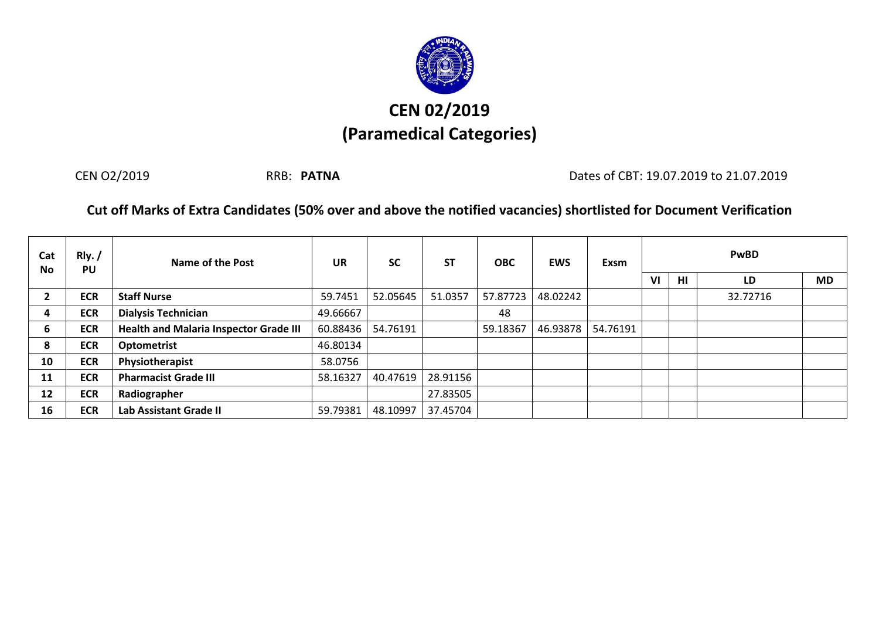# CEN 02/2019
# (Paramedical Categories)

CEN O2/2019 RRB: **PATNA** Dates of CBT: 19.07.2019 to 21.07.2019

**Cut off Marks of Extra Candidates (50% over and above the notified vacancies) shortlisted for Document Verification**

| Cat No | Rly. / PU | Name of the Post | UR | SC | ST | OBC | EWS | Exsm | PwBD | | | |
|---|---|---|---|---|---|---|---|---|---|---|---|---|
| | | | | | | | | | VI | HI | LD | MD |
| 2 | ECR | Staff Nurse | 59.7451 | 52.05645 | 51.0357 | 57.87723 | 48.02242 | | | | 32.72716 | |
| 4 | ECR | Dialysis Technician | 49.66667 | | | 48 | | | | | | |
| 6 | ECR | Health and Malaria Inspector Grade III | 60.88436 | 54.76191 | | 59.18367 | 46.93878 | 54.76191 | | | | |
| 8 | ECR | Optometrist | 46.80134 | | | | | | | | | |
| 10 | ECR | Physiotherapist | 58.0756 | | | | | | | | | |
| 11 | ECR | Pharmacist Grade III | 58.16327 | 40.47619 | 28.91156 | | | | | | | |
| 12 | ECR | Radiographer | | | 27.83505 | | | | | | | |
| 16 | ECR | Lab Assistant Grade II | 59.79381 | 48.10997 | 37.45704 | | | | | | | |